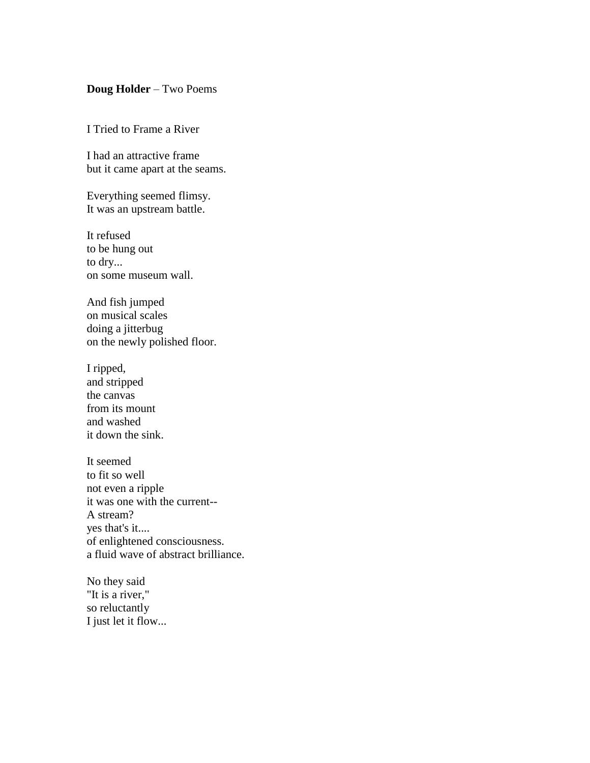**Doug Holder** – Two Poems

I Tried to Frame a River

I had an attractive frame  
but it came apart at the seams.

Everything seemed flimsy.  
It was an upstream battle.

It refused  
to be hung out  
to dry...  
on some museum wall.

And fish jumped  
on musical scales  
doing a jitterbug  
on the newly polished floor.

I ripped,  
and stripped  
the canvas  
from its mount  
and washed  
it down the sink.

It seemed  
to fit so well  
not even a ripple  
it was one with the current--  
A stream?  
yes that's it....  
of enlightened consciousness.  
a fluid wave of abstract brilliance.

No they said  
"It is a river,"  
so reluctantly  
I just let it flow...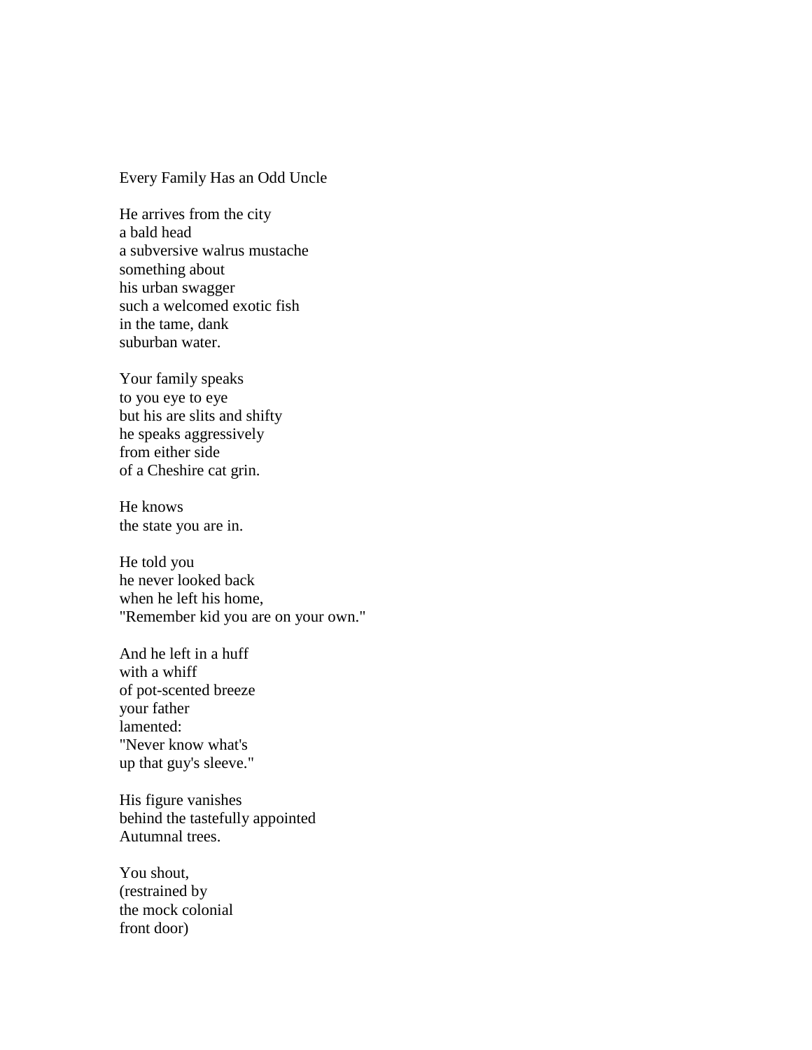Every Family Has an Odd Uncle

He arrives from the city  
a bald head  
a subversive walrus mustache  
something about  
his urban swagger  
such a welcomed exotic fish  
in the tame, dank  
suburban water.

Your family speaks  
to you eye to eye  
but his are slits and shifty  
he speaks aggressively  
from either side  
of a Cheshire cat grin.

He knows  
the state you are in.

He told you  
he never looked back  
when he left his home,  
"Remember kid you are on your own."

And he left in a huff  
with a whiff  
of pot-scented breeze  
your father  
lamented:  
"Never know what's  
up that guy's sleeve."

His figure vanishes  
behind the tastefully appointed  
Autumnal trees.

You shout,  
(restrained by  
the mock colonial  
front door)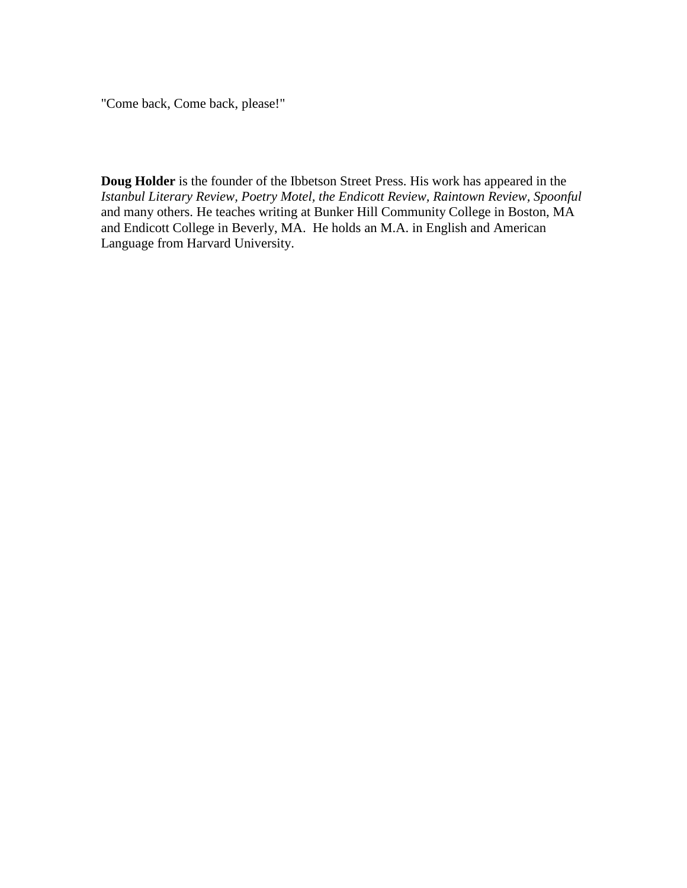"Come back, Come back, please!"

**Doug Holder** is the founder of the Ibbetson Street Press. His work has appeared in the *Istanbul Literary Review*, *Poetry Motel*, *the Endicott Review*, *Raintown Review*, *Spoonful* and many others. He teaches writing at Bunker Hill Community College in Boston, MA and Endicott College in Beverly, MA. He holds an M.A. in English and American Language from Harvard University.